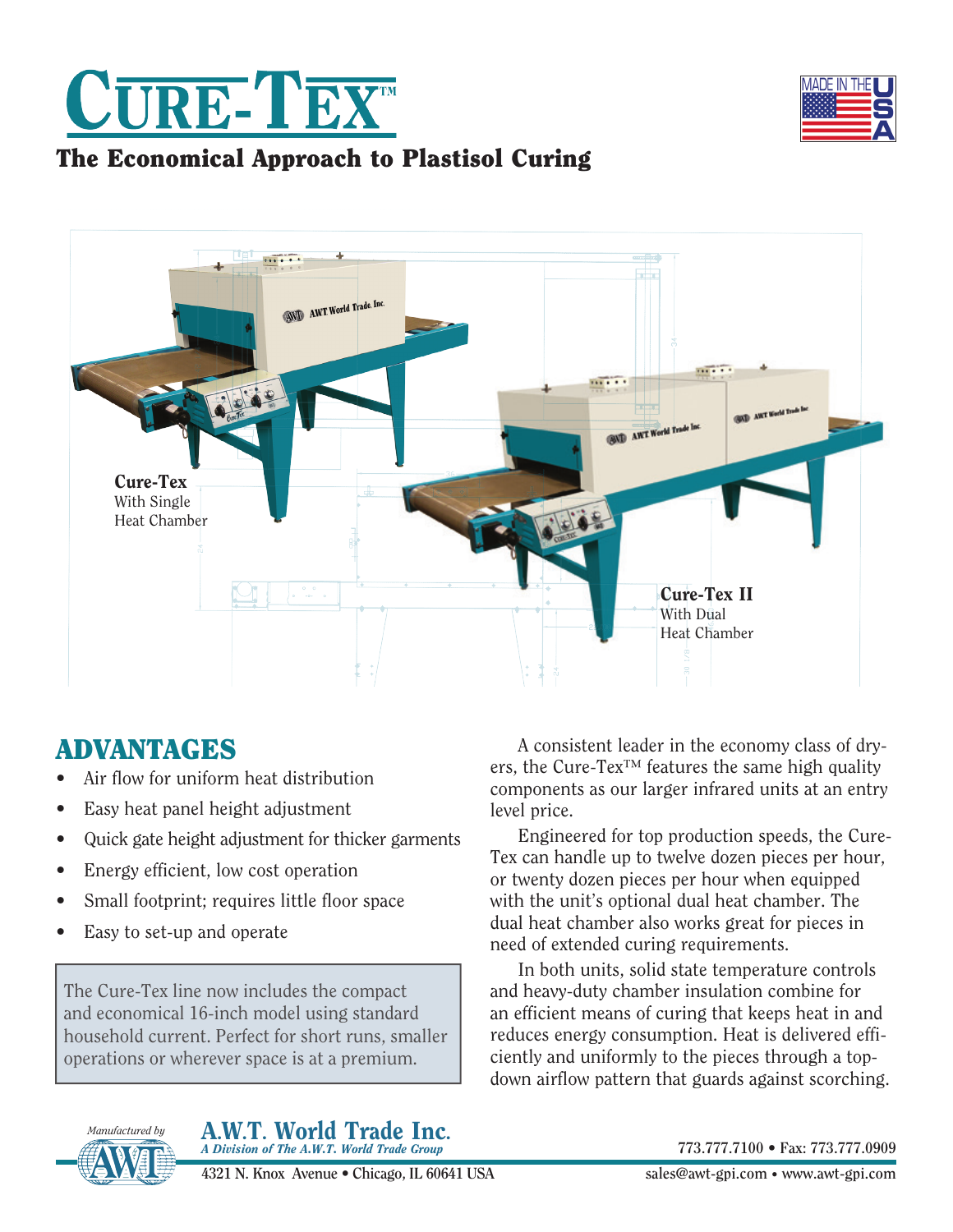# CURE-TEX™

## The Economical Approach to Plastisol Curing

MADE IN THE USA

**Cure-Tex**
With Single Heat Chamber

**Cure-Tex II**
With Dual Heat Chamber

## ADVANTAGES

- Air flow for uniform heat distribution
- Easy heat panel height adjustment
- Quick gate height adjustment for thicker garments
- Energy efficient, low cost operation
- Small footprint; requires little floor space
- Easy to set-up and operate

> The Cure-Tex line now includes the compact and economical 16-inch model using standard household current. Perfect for short runs, smaller operations or wherever space is at a premium.

A consistent leader in the economy class of dryers, the Cure-Tex™ features the same high quality components as our larger infrared units at an entry level price.

Engineered for top production speeds, the Cure-Tex can handle up to twelve dozen pieces per hour, or twenty dozen pieces per hour when equipped with the unit's optional dual heat chamber. The dual heat chamber also works great for pieces in need of extended curing requirements.

In both units, solid state temperature controls and heavy-duty chamber insulation combine for an efficient means of curing that keeps heat in and reduces energy consumption. Heat is delivered efficiently and uniformly to the pieces through a top-down airflow pattern that guards against scorching.

*Manufactured by*

**A.W.T. World Trade Inc.**
*A Division of The A.W.T. World Trade Group*

4321 N. Knox Avenue • Chicago, IL 60641 USA

773.777.7100 • Fax: 773.777.0909
sales@awt-gpi.com • www.awt-gpi.com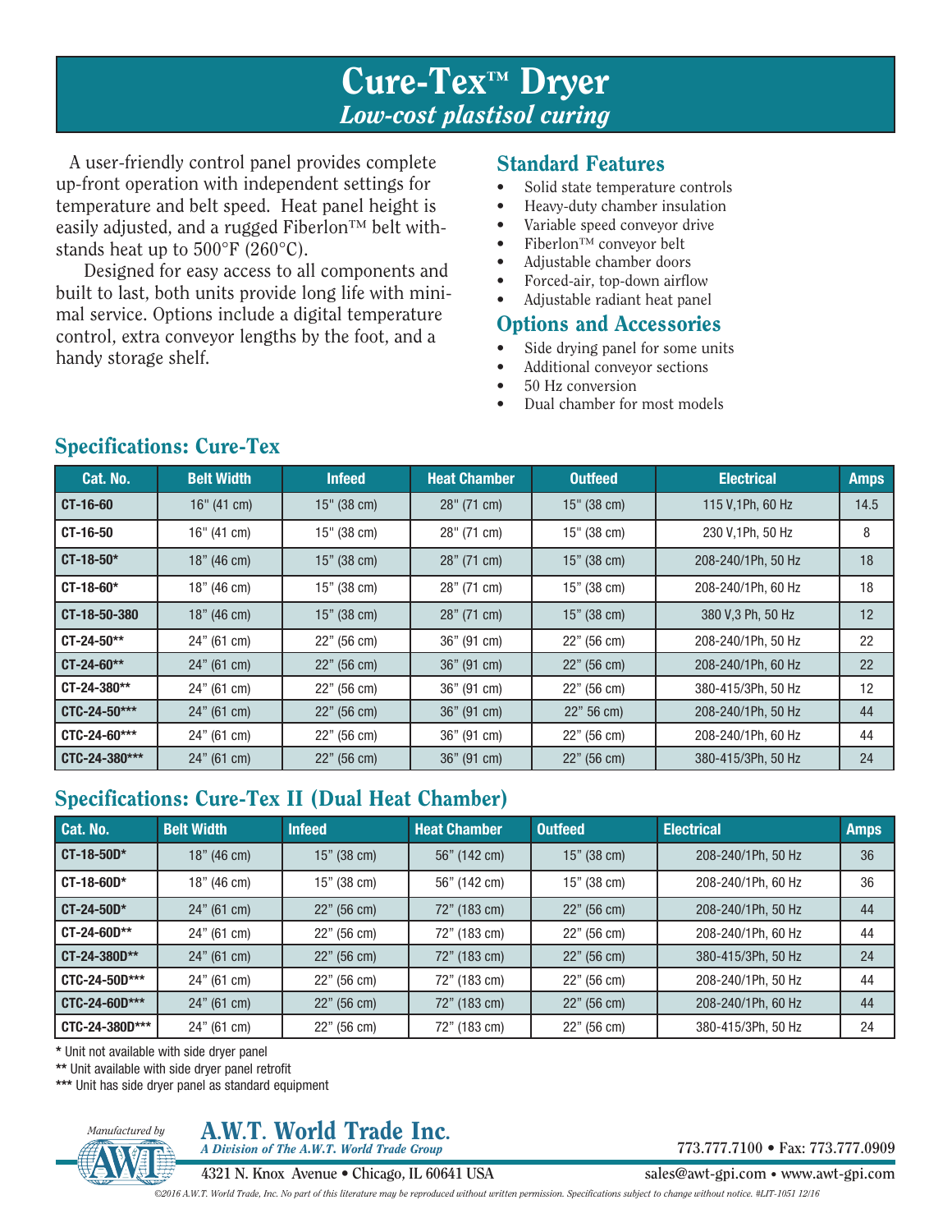# Cure-Tex™ Dryer

*Low-cost plastisol curing*

A user-friendly control panel provides complete up-front operation with independent settings for temperature and belt speed. Heat panel height is easily adjusted, and a rugged Fiberlon™ belt withstands heat up to 500°F (260°C).

Designed for easy access to all components and built to last, both units provide long life with minimal service. Options include a digital temperature control, extra conveyor lengths by the foot, and a handy storage shelf.

## Standard Features

- Solid state temperature controls
- Heavy-duty chamber insulation
- Variable speed conveyor drive
- Fiberlon™ conveyor belt
- Adjustable chamber doors
- Forced-air, top-down airflow
- Adjustable radiant heat panel

## Options and Accessories

- Side drying panel for some units
- Additional conveyor sections
- 50 Hz conversion
- Dual chamber for most models

## Specifications: Cure-Tex

| Cat. No. | Belt Width | Infeed | Heat Chamber | Outfeed | Electrical | Amps |
|---|---|---|---|---|---|---|
| CT-16-60 | 16" (41 cm) | 15" (38 cm) | 28" (71 cm) | 15" (38 cm) | 115 V,1Ph, 60 Hz | 14.5 |
| CT-16-50 | 16" (41 cm) | 15" (38 cm) | 28" (71 cm) | 15" (38 cm) | 230 V,1Ph, 50 Hz | 8 |
| CT-18-50* | 18" (46 cm) | 15" (38 cm) | 28" (71 cm) | 15" (38 cm) | 208-240/1Ph, 50 Hz | 18 |
| CT-18-60* | 18" (46 cm) | 15" (38 cm) | 28" (71 cm) | 15" (38 cm) | 208-240/1Ph, 60 Hz | 18 |
| CT-18-50-380 | 18" (46 cm) | 15" (38 cm) | 28" (71 cm) | 15" (38 cm) | 380 V,3 Ph, 50 Hz | 12 |
| CT-24-50** | 24" (61 cm) | 22" (56 cm) | 36" (91 cm) | 22" (56 cm) | 208-240/1Ph, 50 Hz | 22 |
| CT-24-60** | 24" (61 cm) | 22" (56 cm) | 36" (91 cm) | 22" (56 cm) | 208-240/1Ph, 60 Hz | 22 |
| CT-24-380** | 24" (61 cm) | 22" (56 cm) | 36" (91 cm) | 22" (56 cm) | 380-415/3Ph, 50 Hz | 12 |
| CTC-24-50*** | 24" (61 cm) | 22" (56 cm) | 36" (91 cm) | 22" 56 cm) | 208-240/1Ph, 50 Hz | 44 |
| CTC-24-60*** | 24" (61 cm) | 22" (56 cm) | 36" (91 cm) | 22" (56 cm) | 208-240/1Ph, 60 Hz | 44 |
| CTC-24-380*** | 24" (61 cm) | 22" (56 cm) | 36" (91 cm) | 22" (56 cm) | 380-415/3Ph, 50 Hz | 24 |

## Specifications: Cure-Tex II (Dual Heat Chamber)

| Cat. No. | Belt Width | Infeed | Heat Chamber | Outfeed | Electrical | Amps |
|---|---|---|---|---|---|---|
| CT-18-50D* | 18" (46 cm) | 15" (38 cm) | 56" (142 cm) | 15" (38 cm) | 208-240/1Ph, 50 Hz | 36 |
| CT-18-60D* | 18" (46 cm) | 15" (38 cm) | 56" (142 cm) | 15" (38 cm) | 208-240/1Ph, 60 Hz | 36 |
| CT-24-50D* | 24" (61 cm) | 22" (56 cm) | 72" (183 cm) | 22" (56 cm) | 208-240/1Ph, 50 Hz | 44 |
| CT-24-60D** | 24" (61 cm) | 22" (56 cm) | 72" (183 cm) | 22" (56 cm) | 208-240/1Ph, 60 Hz | 44 |
| CT-24-380D** | 24" (61 cm) | 22" (56 cm) | 72" (183 cm) | 22" (56 cm) | 380-415/3Ph, 50 Hz | 24 |
| CTC-24-50D*** | 24" (61 cm) | 22" (56 cm) | 72" (183 cm) | 22" (56 cm) | 208-240/1Ph, 50 Hz | 44 |
| CTC-24-60D*** | 24" (61 cm) | 22" (56 cm) | 72" (183 cm) | 22" (56 cm) | 208-240/1Ph, 60 Hz | 44 |
| CTC-24-380D*** | 24" (61 cm) | 22" (56 cm) | 72" (183 cm) | 22" (56 cm) | 380-415/3Ph, 50 Hz | 24 |

**\*** Unit not available with side dryer panel

**\*\*** Unit available with side dryer panel retrofit

**\*\*\*** Unit has side dryer panel as standard equipment

*Manufactured by*

**A.W.T. World Trade Inc.**

*A Division of The A.W.T. World Trade Group*

4321 N. Knox Avenue • Chicago, IL 60641 USA

773.777.7100 • Fax: 773.777.0909

sales@awt-gpi.com • www.awt-gpi.com

*©2016 A.W.T. World Trade, Inc. No part of this literature may be reproduced without written permission. Specifications subject to change without notice. #LIT-1051 12/16*